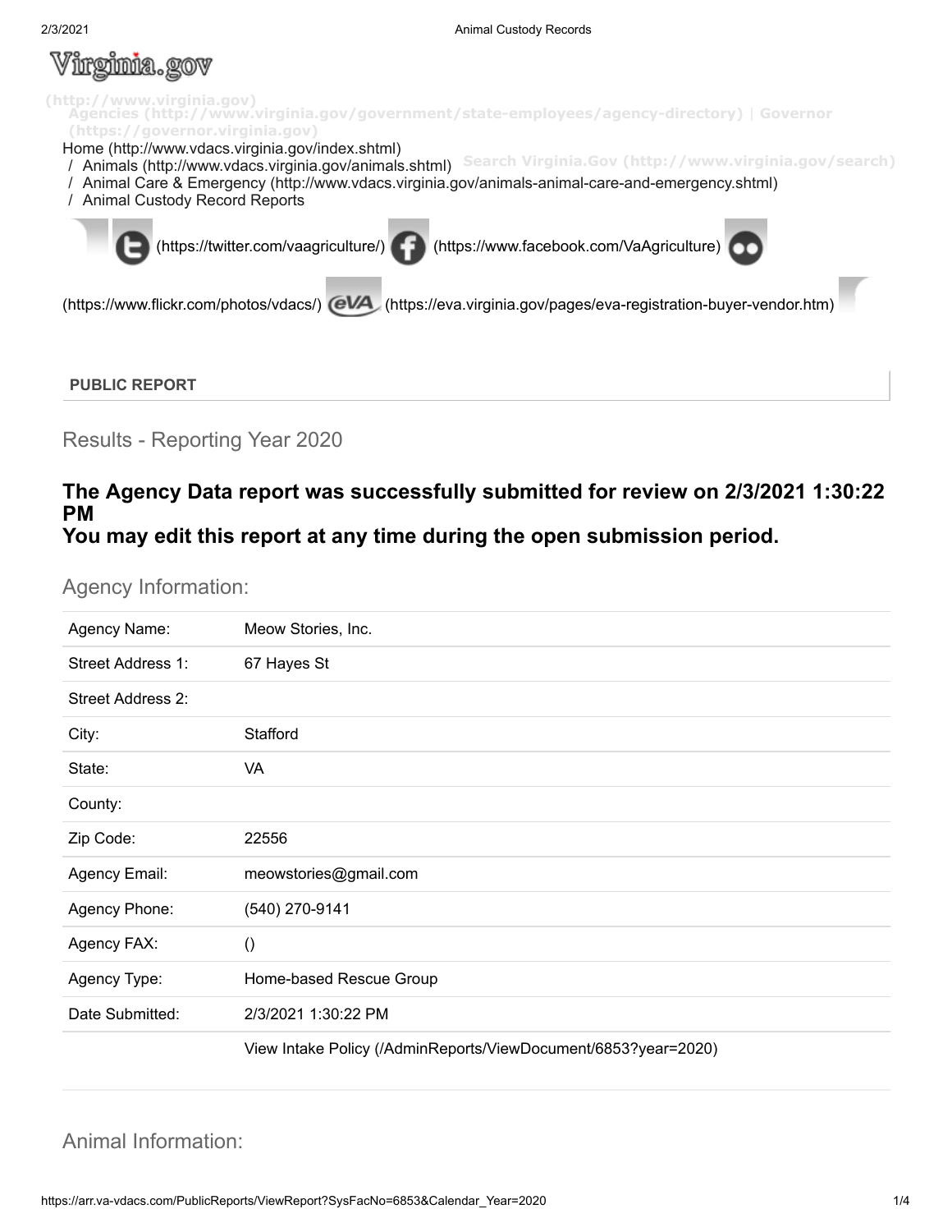Virginia.gov

(http://www.virginia.gov)
Agencies (http://www.virginia.gov/government/state-employees/agency-directory) | Governor (https://governor.virginia.gov)

Home (http://www.vdacs.virginia.gov/index.shtml)
/ Animals (http://www.vdacs.virginia.gov/animals.shtml)
/ Animal Care & Emergency (http://www.vdacs.virginia.gov/animals-animal-care-and-emergency.shtml)
/ Animal Custody Record Reports

Search Virginia.Gov (http://www.virginia.gov/search)

(https://twitter.com/vaagriculture/) (https://www.facebook.com/VaAgriculture) (https://www.flickr.com/photos/vdacs/) (https://eva.virginia.gov/pages/eva-registration-buyer-vendor.htm)

**PUBLIC REPORT**

## Results - Reporting Year 2020

### The Agency Data report was successfully submitted for review on 2/3/2021 1:30:22 PM
### You may edit this report at any time during the open submission period.

## Agency Information:

| | |
|---|---|
| Agency Name: | Meow Stories, Inc. |
| Street Address 1: | 67 Hayes St |
| Street Address 2: | |
| City: | Stafford |
| State: | VA |
| County: | |
| Zip Code: | 22556 |
| Agency Email: | meowstories@gmail.com |
| Agency Phone: | (540) 270-9141 |
| Agency FAX: | () |
| Agency Type: | Home-based Rescue Group |
| Date Submitted: | 2/3/2021 1:30:22 PM |
| | View Intake Policy (/AdminReports/ViewDocument/6853?year=2020) |

## Animal Information: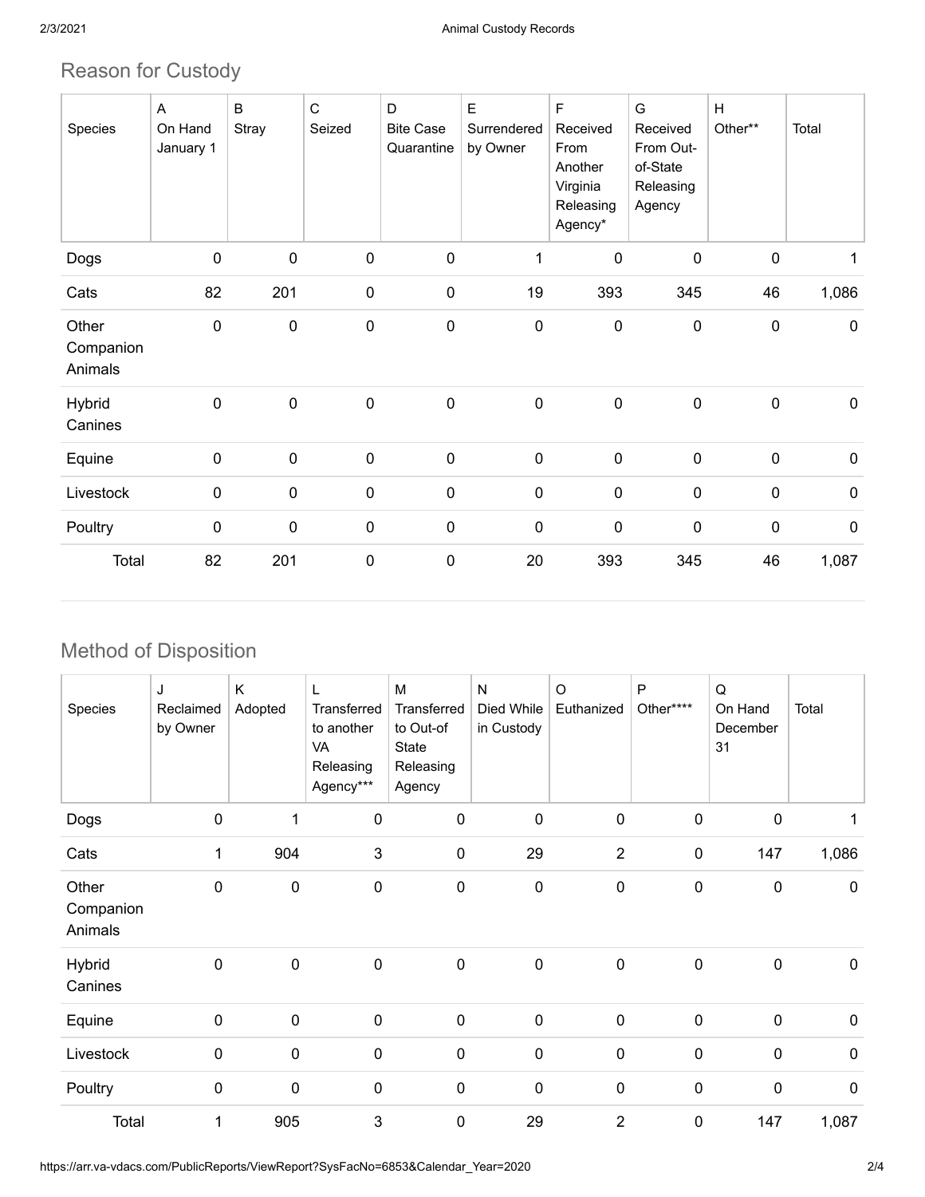## Reason for Custody

| Species | A On Hand January 1 | B Stray | C Seized | D Bite Case Quarantine | E Surrendered by Owner | F Received From Another Virginia Releasing Agency* | G Received From Out-of-State Releasing Agency | H Other** | Total |
|---|---|---|---|---|---|---|---|---|---|
| Dogs | 0 | 0 | 0 | 0 | 1 | 0 | 0 | 0 | 1 |
| Cats | 82 | 201 | 0 | 0 | 19 | 393 | 345 | 46 | 1,086 |
| Other Companion Animals | 0 | 0 | 0 | 0 | 0 | 0 | 0 | 0 | 0 |
| Hybrid Canines | 0 | 0 | 0 | 0 | 0 | 0 | 0 | 0 | 0 |
| Equine | 0 | 0 | 0 | 0 | 0 | 0 | 0 | 0 | 0 |
| Livestock | 0 | 0 | 0 | 0 | 0 | 0 | 0 | 0 | 0 |
| Poultry | 0 | 0 | 0 | 0 | 0 | 0 | 0 | 0 | 0 |
| Total | 82 | 201 | 0 | 0 | 20 | 393 | 345 | 46 | 1,087 |

## Method of Disposition

| Species | J Reclaimed by Owner | K Adopted | L Transferred to another VA Releasing Agency*** | M Transferred to Out-of State Releasing Agency | N Died While in Custody | O Euthanized | P Other**** | Q On Hand December 31 | Total |
|---|---|---|---|---|---|---|---|---|---|
| Dogs | 0 | 1 | 0 | 0 | 0 | 0 | 0 | 0 | 1 |
| Cats | 1 | 904 | 3 | 0 | 29 | 2 | 0 | 147 | 1,086 |
| Other Companion Animals | 0 | 0 | 0 | 0 | 0 | 0 | 0 | 0 | 0 |
| Hybrid Canines | 0 | 0 | 0 | 0 | 0 | 0 | 0 | 0 | 0 |
| Equine | 0 | 0 | 0 | 0 | 0 | 0 | 0 | 0 | 0 |
| Livestock | 0 | 0 | 0 | 0 | 0 | 0 | 0 | 0 | 0 |
| Poultry | 0 | 0 | 0 | 0 | 0 | 0 | 0 | 0 | 0 |
| Total | 1 | 905 | 3 | 0 | 29 | 2 | 0 | 147 | 1,087 |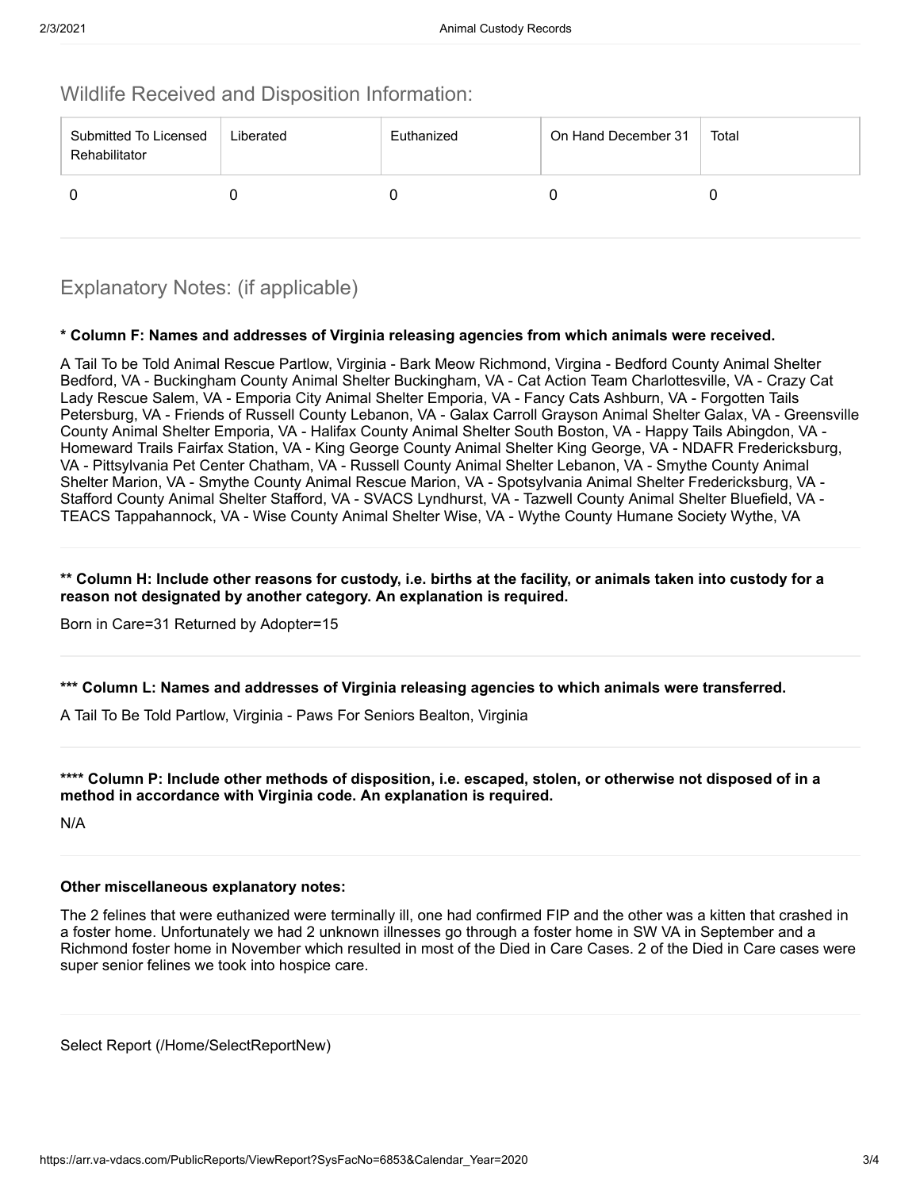## Wildlife Received and Disposition Information:

| Submitted To Licensed Rehabilitator | Liberated | Euthanized | On Hand December 31 | Total |
|---|---|---|---|---|
| 0 | 0 | 0 | 0 | 0 |

## Explanatory Notes: (if applicable)

**\* Column F: Names and addresses of Virginia releasing agencies from which animals were received.**

A Tail To be Told Animal Rescue Partlow, Virginia - Bark Meow Richmond, Virgina - Bedford County Animal Shelter Bedford, VA - Buckingham County Animal Shelter Buckingham, VA - Cat Action Team Charlottesville, VA - Crazy Cat Lady Rescue Salem, VA - Emporia City Animal Shelter Emporia, VA - Fancy Cats Ashburn, VA - Forgotten Tails Petersburg, VA - Friends of Russell County Lebanon, VA - Galax Carroll Grayson Animal Shelter Galax, VA - Greensville County Animal Shelter Emporia, VA - Halifax County Animal Shelter South Boston, VA - Happy Tails Abingdon, VA - Homeward Trails Fairfax Station, VA - King George County Animal Shelter King George, VA - NDAFR Fredericksburg, VA - Pittsylvania Pet Center Chatham, VA - Russell County Animal Shelter Lebanon, VA - Smythe County Animal Shelter Marion, VA - Smythe County Animal Rescue Marion, VA - Spotsylvania Animal Shelter Fredericksburg, VA - Stafford County Animal Shelter Stafford, VA - SVACS Lyndhurst, VA - Tazwell County Animal Shelter Bluefield, VA - TEACS Tappahannock, VA - Wise County Animal Shelter Wise, VA - Wythe County Humane Society Wythe, VA

**\*\* Column H: Include other reasons for custody, i.e. births at the facility, or animals taken into custody for a reason not designated by another category. An explanation is required.**

Born in Care=31 Returned by Adopter=15

**\*\*\* Column L: Names and addresses of Virginia releasing agencies to which animals were transferred.**

A Tail To Be Told Partlow, Virginia - Paws For Seniors Bealton, Virginia

**\*\*\*\* Column P: Include other methods of disposition, i.e. escaped, stolen, or otherwise not disposed of in a method in accordance with Virginia code. An explanation is required.**

N/A

**Other miscellaneous explanatory notes:**

The 2 felines that were euthanized were terminally ill, one had confirmed FIP and the other was a kitten that crashed in a foster home. Unfortunately we had 2 unknown illnesses go through a foster home in SW VA in September and a Richmond foster home in November which resulted in most of the Died in Care Cases. 2 of the Died in Care cases were super senior felines we took into hospice care.

Select Report (/Home/SelectReportNew)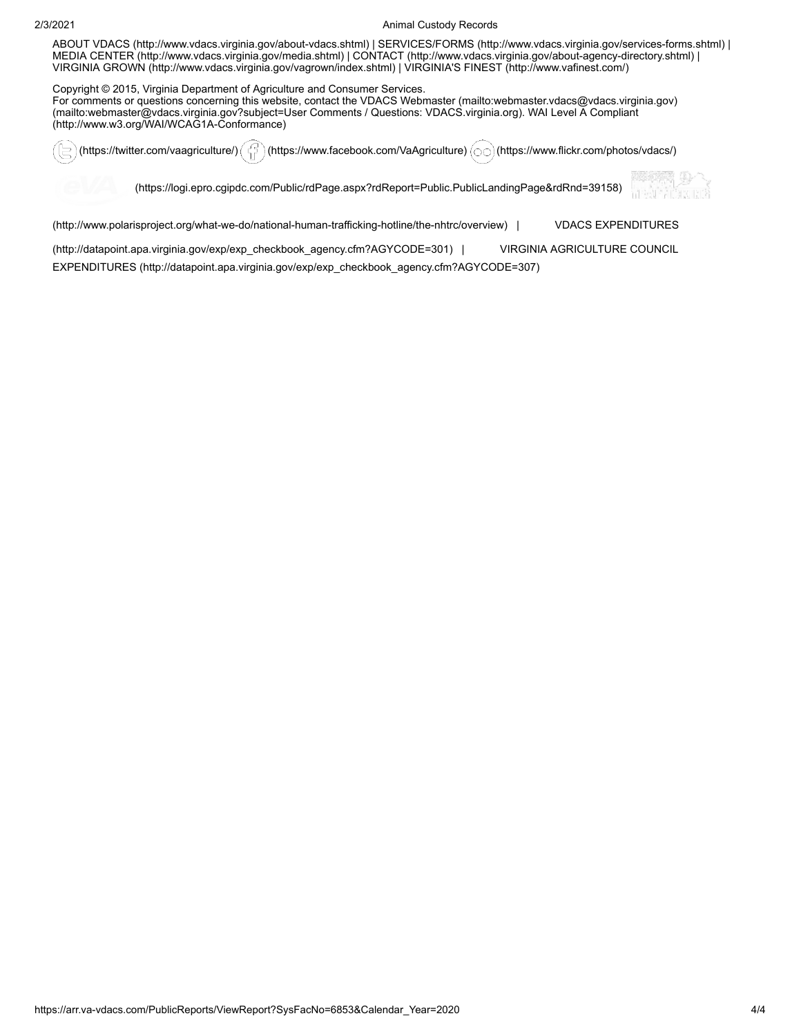ABOUT VDACS (http://www.vdacs.virginia.gov/about-vdacs.shtml) | SERVICES/FORMS (http://www.vdacs.virginia.gov/services-forms.shtml) | MEDIA CENTER (http://www.vdacs.virginia.gov/media.shtml) | CONTACT (http://www.vdacs.virginia.gov/about-agency-directory.shtml) | VIRGINIA GROWN (http://www.vdacs.virginia.gov/vagrown/index.shtml) | VIRGINIA'S FINEST (http://www.vafinest.com/)

Copyright © 2015, Virginia Department of Agriculture and Consumer Services.
For comments or questions concerning this website, contact the VDACS Webmaster (mailto:webmaster.vdacs@vdacs.virginia.gov) (mailto:webmaster@vdacs.virginia.gov?subject=User Comments / Questions: VDACS.virginia.org). WAI Level A Compliant (http://www.w3.org/WAI/WCAG1A-Conformance)

(https://twitter.com/vaagriculture/) (https://www.facebook.com/VaAgriculture) (https://www.flickr.com/photos/vdacs/)

(https://logi.epro.cgipdc.com/Public/rdPage.aspx?rdReport=Public.PublicLandingPage&rdRnd=39158)

(http://www.polarisproject.org/what-we-do/national-human-trafficking-hotline/the-nhtrc/overview) | VDACS EXPENDITURES (http://datapoint.apa.virginia.gov/exp/exp_checkbook_agency.cfm?AGYCODE=301) | VIRGINIA AGRICULTURE COUNCIL EXPENDITURES (http://datapoint.apa.virginia.gov/exp/exp_checkbook_agency.cfm?AGYCODE=307)